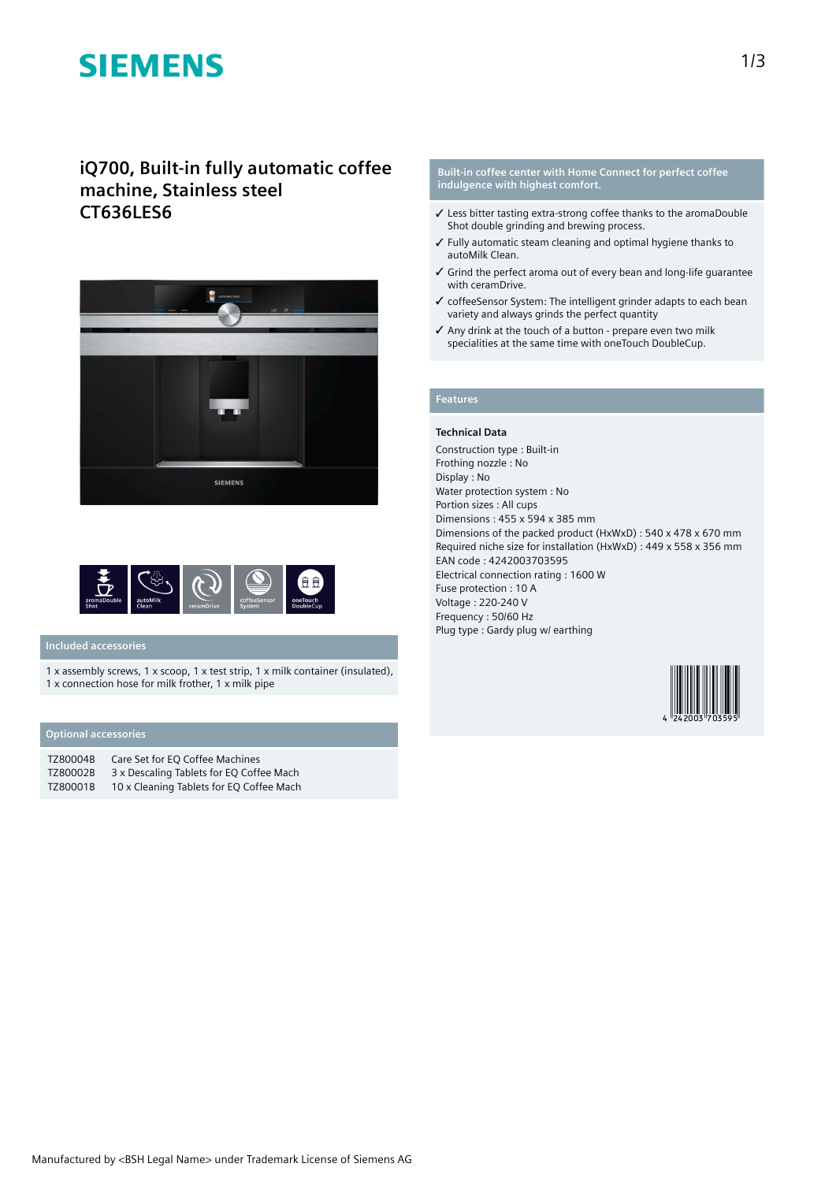# SIEMENS

## iQ700, Built-in fully automatic coffee machine, Stainless steel CT636LES6

aromaDouble Shot | autoMilk Clean | ceramDrive | coffeeSensor System | oneTouch DoubleCup

### Included accessories

1 x assembly screws, 1 x scoop, 1 x test strip, 1 x milk container (insulated), 1 x connection hose for milk frother, 1 x milk pipe

### Optional accessories

| | |
|---|---|
| TZ80004B | Care Set for EQ Coffee Machines |
| TZ80002B | 3 x Descaling Tablets for EQ Coffee Mach |
| TZ80001B | 10 x Cleaning Tablets for EQ Coffee Mach |

### Built-in coffee center with Home Connect for perfect coffee indulgence with highest comfort.

- ✓ Less bitter tasting extra-strong coffee thanks to the aromaDouble Shot double grinding and brewing process.
- ✓ Fully automatic steam cleaning and optimal hygiene thanks to autoMilk Clean.
- ✓ Grind the perfect aroma out of every bean and long-life guarantee with ceramDrive.
- ✓ coffeeSensor System: The intelligent grinder adapts to each bean variety and always grinds the perfect quantity
- ✓ Any drink at the touch of a button - prepare even two milk specialities at the same time with oneTouch DoubleCup.

### Features

**Technical Data**

Construction type : Built-in
Frothing nozzle : No
Display : No
Water protection system : No
Portion sizes : All cups
Dimensions : 455 x 594 x 385 mm
Dimensions of the packed product (HxWxD) : 540 x 478 x 670 mm
Required niche size for installation (HxWxD) : 449 x 558 x 356 mm
EAN code : 4242003703595
Electrical connection rating : 1600 W
Fuse protection : 10 A
Voltage : 220-240 V
Frequency : 50/60 Hz
Plug type : Gardy plug w/ earthing

4 242003 703595

Manufactured by <BSH Legal Name> under Trademark License of Siemens AG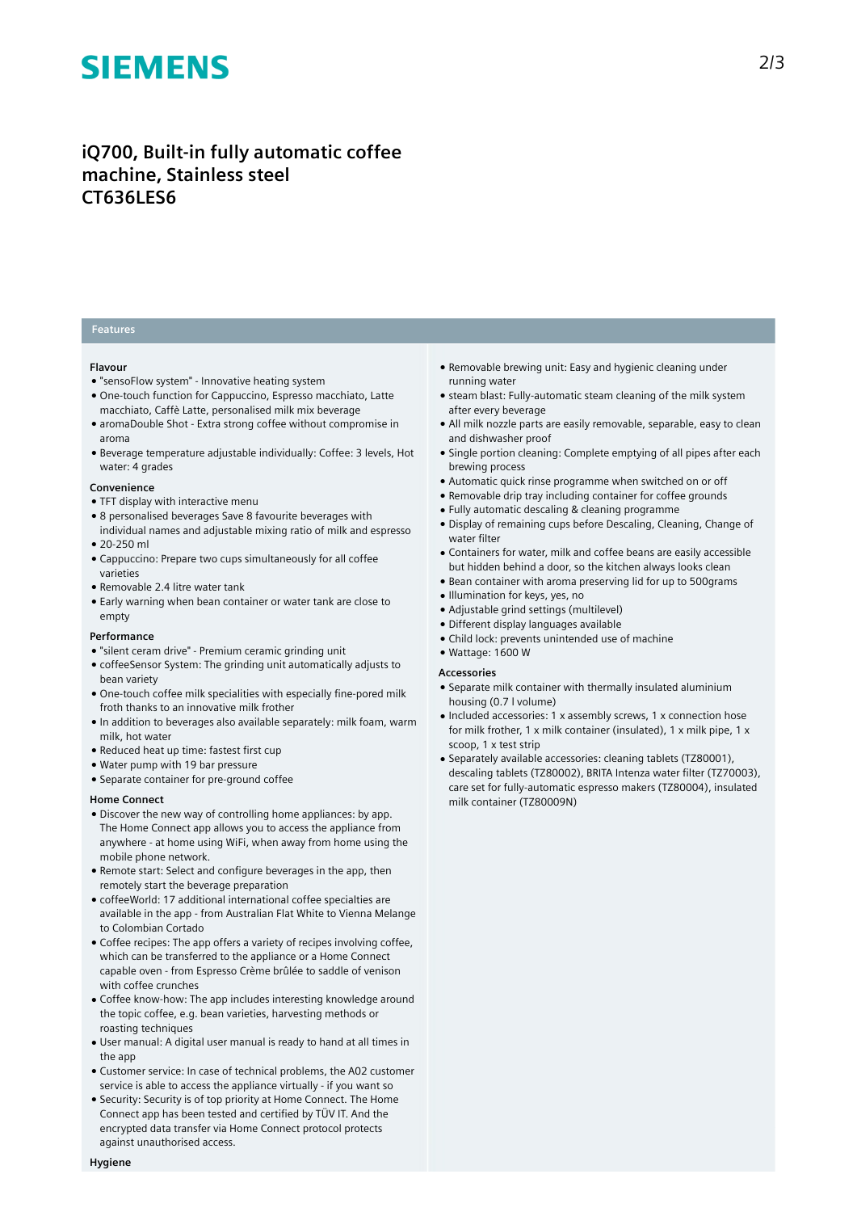# iQ700, Built-in fully automatic coffee machine, Stainless steel
# CT636LES6

## Features

### Flavour

- "sensoFlow system" - Innovative heating system
- One-touch function for Cappuccino, Espresso macchiato, Latte macchiato, Caffè Latte, personalised milk mix beverage
- aromaDouble Shot - Extra strong coffee without compromise in aroma
- Beverage temperature adjustable individually: Coffee: 3 levels, Hot water: 4 grades

### Convenience

- TFT display with interactive menu
- 8 personalised beverages Save 8 favourite beverages with individual names and adjustable mixing ratio of milk and espresso
- 20-250 ml
- Cappuccino: Prepare two cups simultaneously for all coffee varieties
- Removable 2.4 litre water tank
- Early warning when bean container or water tank are close to empty

### Performance

- "silent ceram drive" - Premium ceramic grinding unit
- coffeeSensor System: The grinding unit automatically adjusts to bean variety
- One-touch coffee milk specialities with especially fine-pored milk froth thanks to an innovative milk frother
- In addition to beverages also available separately: milk foam, warm milk, hot water
- Reduced heat up time: fastest first cup
- Water pump with 19 bar pressure
- Separate container for pre-ground coffee

### Home Connect

- Discover the new way of controlling home appliances: by app. The Home Connect app allows you to access the appliance from anywhere - at home using WiFi, when away from home using the mobile phone network.
- Remote start: Select and configure beverages in the app, then remotely start the beverage preparation
- coffeeWorld: 17 additional international coffee specialties are available in the app - from Australian Flat White to Vienna Melange to Colombian Cortado
- Coffee recipes: The app offers a variety of recipes involving coffee, which can be transferred to the appliance or a Home Connect capable oven - from Espresso Crème brûlée to saddle of venison with coffee crunches
- Coffee know-how: The app includes interesting knowledge around the topic coffee, e.g. bean varieties, harvesting methods or roasting techniques
- User manual: A digital user manual is ready to hand at all times in the app
- Customer service: In case of technical problems, the A02 customer service is able to access the appliance virtually - if you want so
- Security: Security is of top priority at Home Connect. The Home Connect app has been tested and certified by TÜV IT. And the encrypted data transfer via Home Connect protocol protects against unauthorised access.

### Hygiene

- Removable brewing unit: Easy and hygienic cleaning under running water
- steam blast: Fully-automatic steam cleaning of the milk system after every beverage
- All milk nozzle parts are easily removable, separable, easy to clean and dishwasher proof
- Single portion cleaning: Complete emptying of all pipes after each brewing process
- Automatic quick rinse programme when switched on or off
- Removable drip tray including container for coffee grounds
- Fully automatic descaling & cleaning programme
- Display of remaining cups before Descaling, Cleaning, Change of water filter
- Containers for water, milk and coffee beans are easily accessible but hidden behind a door, so the kitchen always looks clean
- Bean container with aroma preserving lid for up to 500grams
- Illumination for keys, yes, no
- Adjustable grind settings (multilevel)
- Different display languages available
- Child lock: prevents unintended use of machine
- Wattage: 1600 W

### Accessories

- Separate milk container with thermally insulated aluminium housing (0.7 l volume)
- Included accessories: 1 x assembly screws, 1 x connection hose for milk frother, 1 x milk container (insulated), 1 x milk pipe, 1 x scoop, 1 x test strip
- Separately available accessories: cleaning tablets (TZ80001), descaling tablets (TZ80002), BRITA Intenza water filter (TZ70003), care set for fully-automatic espresso makers (TZ80004), insulated milk container (TZ80009N)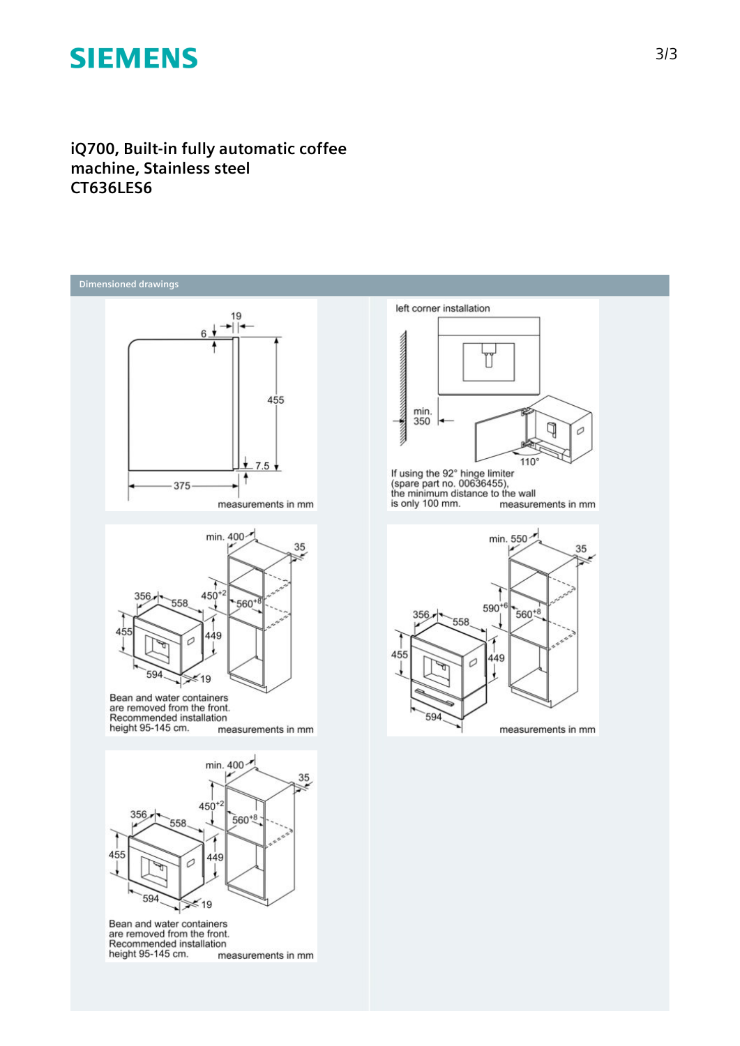# iQ700, Built-in fully automatic coffee machine, Stainless steel
# CT636LES6

## Dimensioned drawings

19
6
455
7.5
375
measurements in mm

left corner installation
min. 350
110°
If using the 92° hinge limiter (spare part no. 00636455), the minimum distance to the wall is only 100 mm.
measurements in mm

min. 400
35
356
558
$450^{+2}$
$560^{+8}$
455
449
594
19
Bean and water containers are removed from the front. Recommended installation height 95-145 cm.
measurements in mm

min. 550
35
356
558
$590^{+6}$
$560^{+8}$
455
449
594
measurements in mm

min. 400
35
$450^{+2}$
356
558
$560^{+8}$
455
449
594
19
Bean and water containers are removed from the front. Recommended installation height 95-145 cm.
measurements in mm